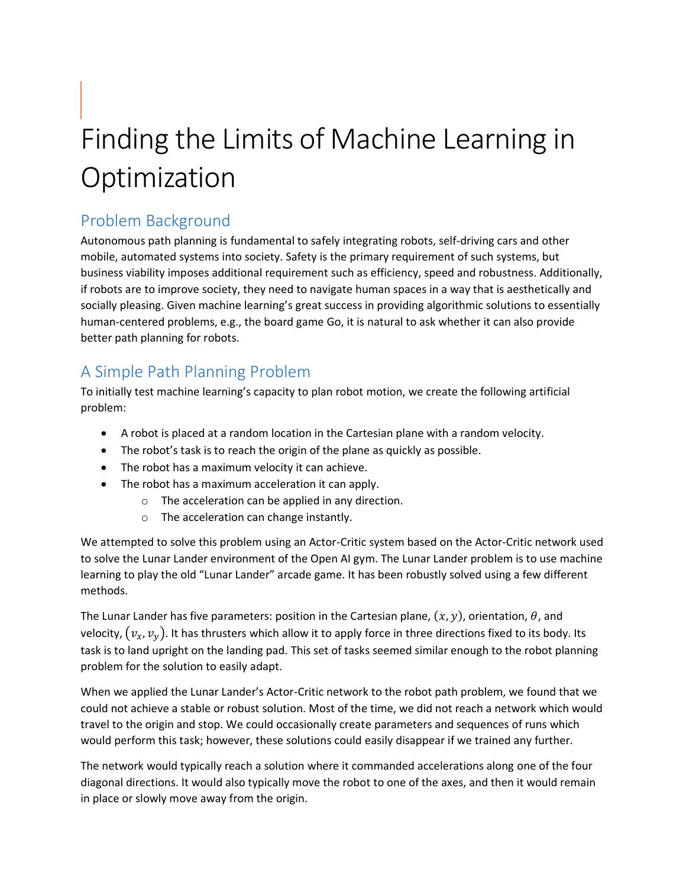# Finding the Limits of Machine Learning in Optimization

## Problem Background

Autonomous path planning is fundamental to safely integrating robots, self-driving cars and other mobile, automated systems into society. Safety is the primary requirement of such systems, but business viability imposes additional requirement such as efficiency, speed and robustness. Additionally, if robots are to improve society, they need to navigate human spaces in a way that is aesthetically and socially pleasing. Given machine learning's great success in providing algorithmic solutions to essentially human-centered problems, e.g., the board game Go, it is natural to ask whether it can also provide better path planning for robots.

## A Simple Path Planning Problem

To initially test machine learning's capacity to plan robot motion, we create the following artificial problem:

- A robot is placed at a random location in the Cartesian plane with a random velocity.
- The robot's task is to reach the origin of the plane as quickly as possible.
- The robot has a maximum velocity it can achieve.
- The robot has a maximum acceleration it can apply.
  - The acceleration can be applied in any direction.
  - The acceleration can change instantly.

We attempted to solve this problem using an Actor-Critic system based on the Actor-Critic network used to solve the Lunar Lander environment of the Open AI gym. The Lunar Lander problem is to use machine learning to play the old "Lunar Lander" arcade game. It has been robustly solved using a few different methods.

The Lunar Lander has five parameters: position in the Cartesian plane, $(x, y)$, orientation, $\theta$, and velocity, $(v_x, v_y)$. It has thrusters which allow it to apply force in three directions fixed to its body. Its task is to land upright on the landing pad. This set of tasks seemed similar enough to the robot planning problem for the solution to easily adapt.

When we applied the Lunar Lander's Actor-Critic network to the robot path problem, we found that we could not achieve a stable or robust solution. Most of the time, we did not reach a network which would travel to the origin and stop. We could occasionally create parameters and sequences of runs which would perform this task; however, these solutions could easily disappear if we trained any further.

The network would typically reach a solution where it commanded accelerations along one of the four diagonal directions. It would also typically move the robot to one of the axes, and then it would remain in place or slowly move away from the origin.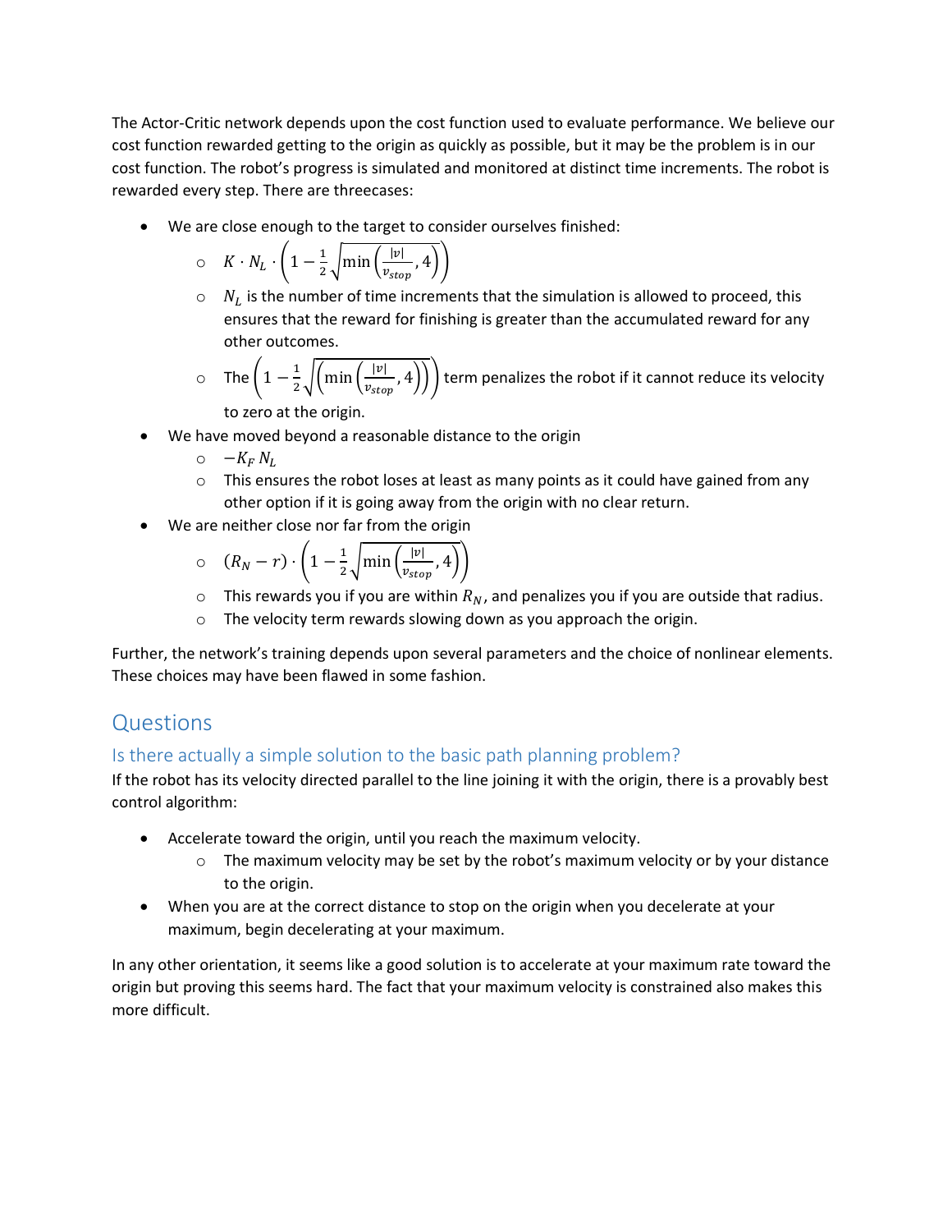The Actor-Critic network depends upon the cost function used to evaluate performance. We believe our cost function rewarded getting to the origin as quickly as possible, but it may be the problem is in our cost function. The robot's progress is simulated and monitored at distinct time increments. The robot is rewarded every step. There are threecases:

- We are close enough to the target to consider ourselves finished:
  - $K \cdot N_L \cdot \left(1 - \frac{1}{2}\sqrt{\min\left(\frac{|v|}{v_{stop}}, 4\right)}\right)$
  - $N_L$ is the number of time increments that the simulation is allowed to proceed, this ensures that the reward for finishing is greater than the accumulated reward for any other outcomes.
  - The $\left(1 - \frac{1}{2}\sqrt{\left(\min\left(\frac{|v|}{v_{stop}}, 4\right)\right)}\right)$ term penalizes the robot if it cannot reduce its velocity to zero at the origin.
- We have moved beyond a reasonable distance to the origin
  - $-K_F\, N_L$
  - This ensures the robot loses at least as many points as it could have gained from any other option if it is going away from the origin with no clear return.
- We are neither close nor far from the origin
  - $(R_N - r) \cdot \left(1 - \frac{1}{2}\sqrt{\min\left(\frac{|v|}{v_{stop}}, 4\right)}\right)$
  - This rewards you if you are within $R_N$, and penalizes you if you are outside that radius.
  - The velocity term rewards slowing down as you approach the origin.

Further, the network's training depends upon several parameters and the choice of nonlinear elements. These choices may have been flawed in some fashion.

## Questions

### Is there actually a simple solution to the basic path planning problem?

If the robot has its velocity directed parallel to the line joining it with the origin, there is a provably best control algorithm:

- Accelerate toward the origin, until you reach the maximum velocity.
  - The maximum velocity may be set by the robot's maximum velocity or by your distance to the origin.
- When you are at the correct distance to stop on the origin when you decelerate at your maximum, begin decelerating at your maximum.

In any other orientation, it seems like a good solution is to accelerate at your maximum rate toward the origin but proving this seems hard. The fact that your maximum velocity is constrained also makes this more difficult.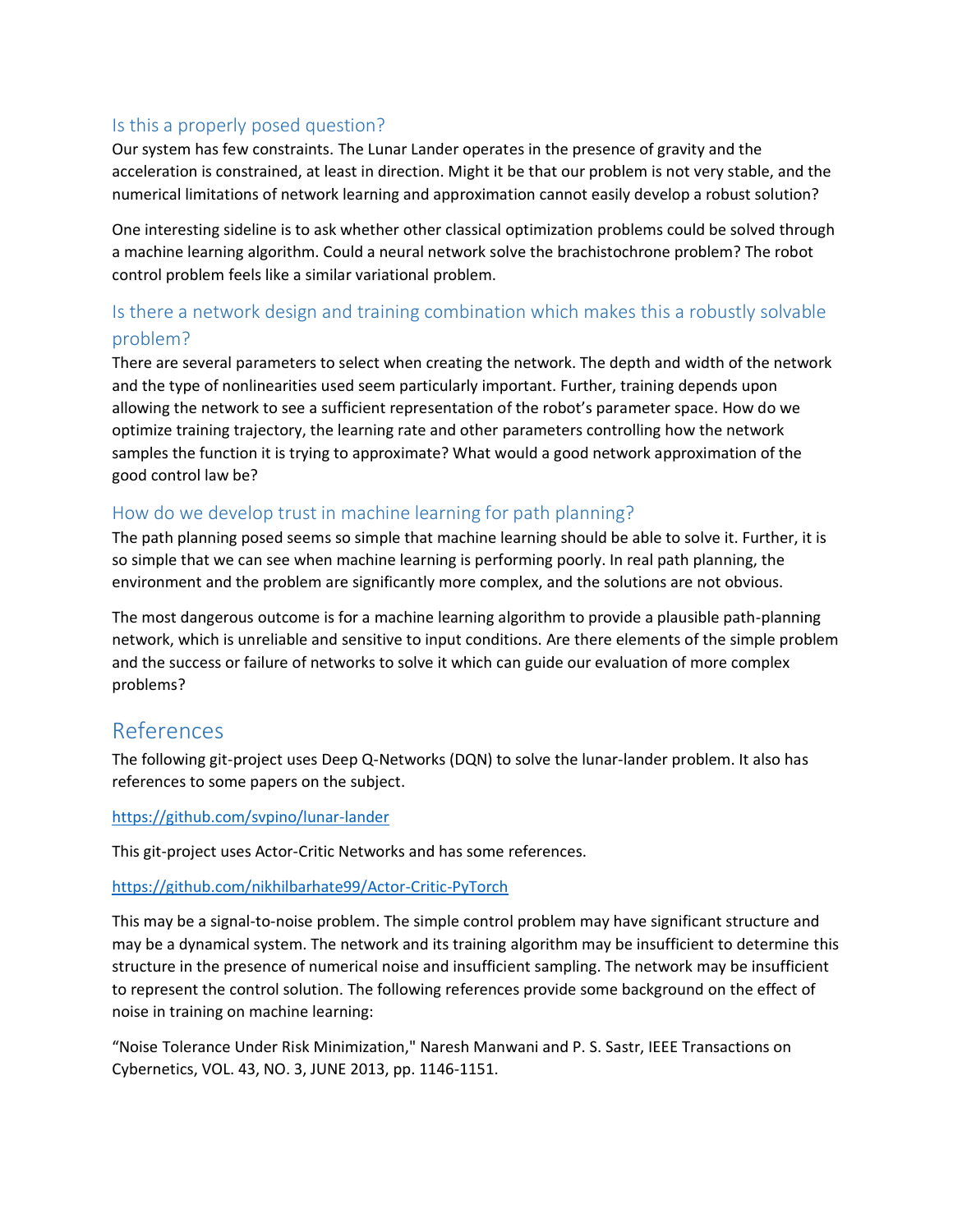## Is this a properly posed question?

Our system has few constraints. The Lunar Lander operates in the presence of gravity and the acceleration is constrained, at least in direction. Might it be that our problem is not very stable, and the numerical limitations of network learning and approximation cannot easily develop a robust solution?

One interesting sideline is to ask whether other classical optimization problems could be solved through a machine learning algorithm. Could a neural network solve the brachistochrone problem? The robot control problem feels like a similar variational problem.

## Is there a network design and training combination which makes this a robustly solvable problem?

There are several parameters to select when creating the network. The depth and width of the network and the type of nonlinearities used seem particularly important. Further, training depends upon allowing the network to see a sufficient representation of the robot's parameter space. How do we optimize training trajectory, the learning rate and other parameters controlling how the network samples the function it is trying to approximate? What would a good network approximation of the good control law be?

## How do we develop trust in machine learning for path planning?

The path planning posed seems so simple that machine learning should be able to solve it. Further, it is so simple that we can see when machine learning is performing poorly. In real path planning, the environment and the problem are significantly more complex, and the solutions are not obvious.

The most dangerous outcome is for a machine learning algorithm to provide a plausible path-planning network, which is unreliable and sensitive to input conditions. Are there elements of the simple problem and the success or failure of networks to solve it which can guide our evaluation of more complex problems?

# References

The following git-project uses Deep Q-Networks (DQN) to solve the lunar-lander problem. It also has references to some papers on the subject.

https://github.com/svpino/lunar-lander

This git-project uses Actor-Critic Networks and has some references.

https://github.com/nikhilbarhate99/Actor-Critic-PyTorch

This may be a signal-to-noise problem. The simple control problem may have significant structure and may be a dynamical system. The network and its training algorithm may be insufficient to determine this structure in the presence of numerical noise and insufficient sampling. The network may be insufficient to represent the control solution. The following references provide some background on the effect of noise in training on machine learning:

"Noise Tolerance Under Risk Minimization," Naresh Manwani and P. S. Sastr, IEEE Transactions on Cybernetics, VOL. 43, NO. 3, JUNE 2013, pp. 1146-1151.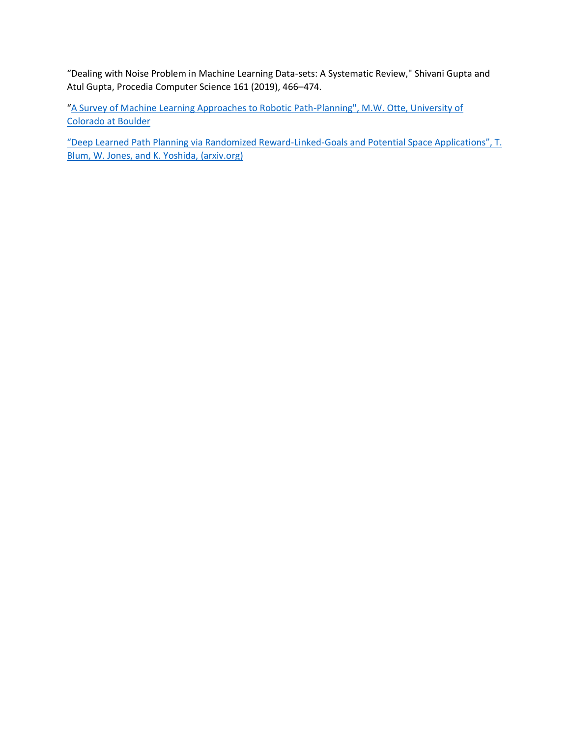“Dealing with Noise Problem in Machine Learning Data-sets: A Systematic Review," Shivani Gupta and Atul Gupta, Procedia Computer Science 161 (2019), 466–474.

“A Survey of Machine Learning Approaches to Robotic Path-Planning", M.W. Otte, University of Colorado at Boulder

“Deep Learned Path Planning via Randomized Reward-Linked-Goals and Potential Space Applications”, T. Blum, W. Jones, and K. Yoshida, (arxiv.org)